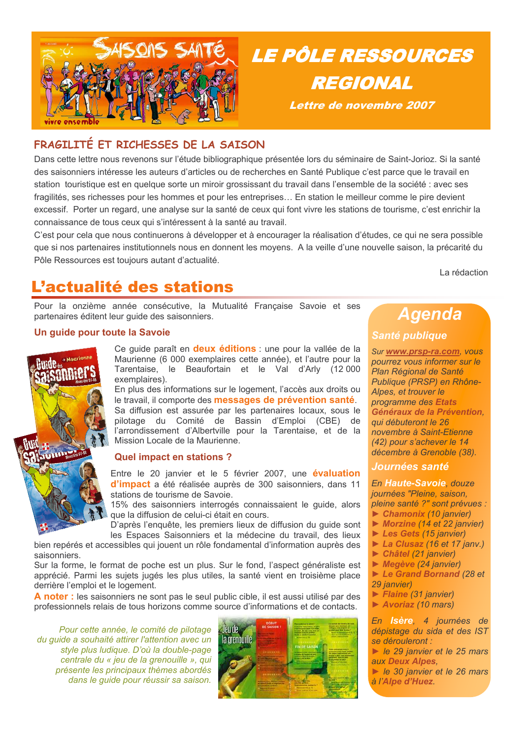# LE PÔLE RESSOURCES REGIONAL

***Lettre de novembre 2007***

## FRAGILITÉ ET RICHESSES DE LA SAISON

Dans cette lettre nous revenons sur l'étude bibliographique présentée lors du séminaire de Saint-Jorioz. Si la santé des saisonniers intéresse les auteurs d'articles ou de recherches en Santé Publique c'est parce que le travail en station touristique est en quelque sorte un miroir grossissant du travail dans l'ensemble de la société : avec ses fragilités, ses richesses pour les hommes et pour les entreprises… En station le meilleur comme le pire devient excessif. Porter un regard, une analyse sur la santé de ceux qui font vivre les stations de tourisme, c'est enrichir la connaissance de tous ceux qui s'intéressent à la santé au travail.

C'est pour cela que nous continuerons à développer et à encourager la réalisation d'études, ce qui ne sera possible que si nos partenaires institutionnels nous en donnent les moyens. A la veille d'une nouvelle saison, la précarité du Pôle Ressources est toujours autant d'actualité.

La rédaction

# L'actualité des stations

Pour la onzième année consécutive, la Mutualité Française Savoie et ses partenaires éditent leur guide des saisonniers.

### Un guide pour toute la Savoie

Ce guide paraît en **deux éditions** : une pour la vallée de la Maurienne (6 000 exemplaires cette année), et l'autre pour la Tarentaise, le Beaufortain et le Val d'Arly (12 000 exemplaires).

En plus des informations sur le logement, l'accès aux droits ou le travail, il comporte des **messages de prévention santé**.

Sa diffusion est assurée par les partenaires locaux, sous le pilotage du Comité de Bassin d'Emploi (CBE) de l'arrondissement d'Albertville pour la Tarentaise, et de la Mission Locale de la Maurienne.

### Quel impact en stations ?

Entre le 20 janvier et le 5 février 2007, une **évaluation d'impact** a été réalisée auprès de 300 saisonniers, dans 11 stations de tourisme de Savoie.

15% des saisonniers interrogés connaissaient le guide, alors que la diffusion de celui-ci était en cours.

D'après l'enquête, les premiers lieux de diffusion du guide sont les Espaces Saisonniers et la médecine du travail, des lieux bien repérés et accessibles qui jouent un rôle fondamental d'information auprès des saisonniers.

Sur la forme, le format de poche est un plus. Sur le fond, l'aspect généraliste est apprécié. Parmi les sujets jugés les plus utiles, la santé vient en troisième place derrière l'emploi et le logement.

**A noter :** les saisonniers ne sont pas le seul public cible, il est aussi utilisé par des professionnels relais de tous horizons comme source d'informations et de contacts.

*Pour cette année, le comité de pilotage du guide a souhaité attirer l'attention avec un style plus ludique. D'où la double-page centrale du « jeu de la grenouille », qui présente les principaux thèmes abordés dans le guide pour réussir sa saison.*

## Agenda

### Santé publique

*Sur www.prsp-ra.com, vous pourrez vous informer sur le Plan Régional de Santé Publique (PRSP) en Rhône-Alpes, et trouver le programme des **Etats Généraux de la Prévention**, qui débuteront le 26 novembre à Saint-Etienne (42) pour s'achever le 14 décembre à Grenoble (38).*

### Journées santé

*En **Haute-Savoie**, douze journées "Pleine, saison, pleine santé ?" sont prévues :*

- ***Chamonix** (10 janvier)*
- ***Morzine** (14 et 22 janvier)*
- ***Les Gets** (15 janvier)*
- ***La Clusaz** (16 et 17 janv.)*
- ***Châtel** (21 janvier)*
- ***Megève** (24 janvier)*
- ***Le Grand Bornand** (28 et 29 janvier)*
- ***Flaine** (31 janvier)*
- ***Avoriaz** (10 mars)*

*En **Isère**, 4 journées de dépistage du sida et des IST se dérouleront :*

- *le 29 janvier et le 25 mars aux **Deux Alpes**,*
- *le 30 janvier et le 26 mars à l'**Alpe d'Huez**.*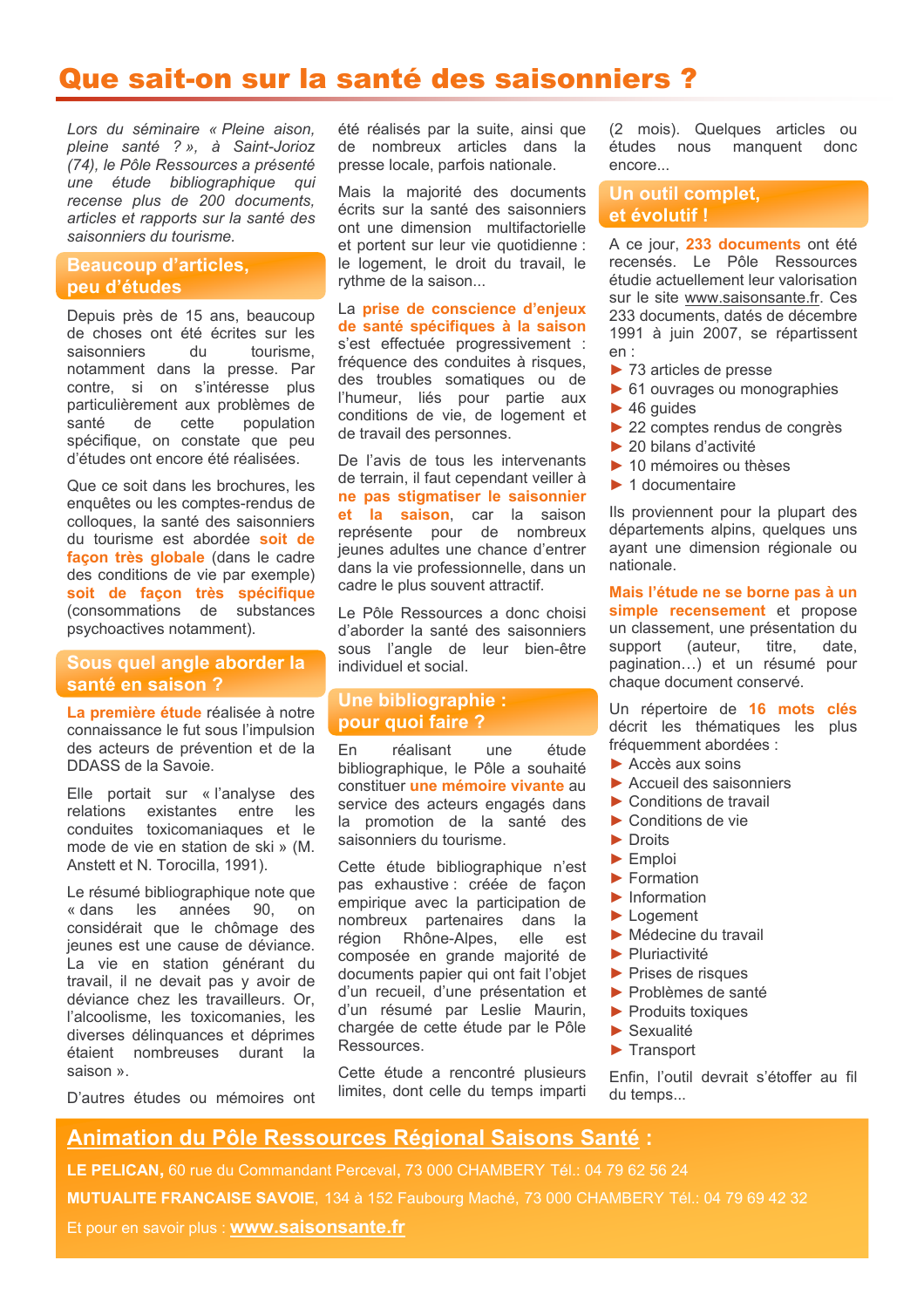# Que sait-on sur la santé des saisonniers ?

*Lors du séminaire « Pleine aison, pleine santé ? », à Saint-Jorioz (74), le Pôle Ressources a présenté une étude bibliographique qui recense plus de 200 documents, articles et rapports sur la santé des saisonniers du tourisme.*

## Beaucoup d'articles, peu d'études

Depuis près de 15 ans, beaucoup de choses ont été écrites sur les saisonniers du tourisme, notamment dans la presse. Par contre, si on s'intéresse plus particulièrement aux problèmes de santé de cette population spécifique, on constate que peu d'études ont encore été réalisées.

Que ce soit dans les brochures, les enquêtes ou les comptes-rendus de colloques, la santé des saisonniers du tourisme est abordée **soit de façon très globale** (dans le cadre des conditions de vie par exemple) **soit de façon très spécifique** (consommations de substances psychoactives notamment).

## Sous quel angle aborder la santé en saison ?

**La première étude** réalisée à notre connaissance le fut sous l'impulsion des acteurs de prévention et de la DDASS de la Savoie.

Elle portait sur « l'analyse des relations existantes entre les conduites toxicomaniaques et le mode de vie en station de ski » (M. Anstett et N. Torocilla, 1991).

Le résumé bibliographique note que « dans les années 90, on considérait que le chômage des jeunes est une cause de déviance. La vie en station générant du travail, il ne devait pas y avoir de déviance chez les travailleurs. Or, l'alcoolisme, les toxicomanies, les diverses délinquances et déprimes étaient nombreuses durant la saison ».

D'autres études ou mémoires ont été réalisés par la suite, ainsi que de nombreux articles dans la presse locale, parfois nationale.

Mais la majorité des documents écrits sur la santé des saisonniers ont une dimension multifactorielle et portent sur leur vie quotidienne : le logement, le droit du travail, le rythme de la saison...

La **prise de conscience d'enjeux de santé spécifiques à la saison** s'est effectuée progressivement : fréquence des conduites à risques, des troubles somatiques ou de l'humeur, liés pour partie aux conditions de vie, de logement et de travail des personnes.

De l'avis de tous les intervenants de terrain, il faut cependant veiller à **ne pas stigmatiser le saisonnier et la saison**, car la saison représente pour de nombreux jeunes adultes une chance d'entrer dans la vie professionnelle, dans un cadre le plus souvent attractif.

Le Pôle Ressources a donc choisi d'aborder la santé des saisonniers sous l'angle de leur bien-être individuel et social.

## Une bibliographie : pour quoi faire ?

En réalisant une étude bibliographique, le Pôle a souhaité constituer **une mémoire vivante** au service des acteurs engagés dans la promotion de la santé des saisonniers du tourisme.

Cette étude bibliographique n'est pas exhaustive : créée de façon empirique avec la participation de nombreux partenaires dans la région Rhône-Alpes, elle est composée en grande majorité de documents papier qui ont fait l'objet d'un recueil, d'une présentation et d'un résumé par Leslie Maurin, chargée de cette étude par le Pôle Ressources.

Cette étude a rencontré plusieurs limites, dont celle du temps imparti (2 mois). Quelques articles ou études nous manquent donc encore...

## Un outil complet, et évolutif !

A ce jour, **233 documents** ont été recensés. Le Pôle Ressources étudie actuellement leur valorisation sur le site www.saisonsante.fr. Ces 233 documents, datés de décembre 1991 à juin 2007, se répartissent en :

- 73 articles de presse
- 61 ouvrages ou monographies
- 46 guides
- 22 comptes rendus de congrès
- 20 bilans d'activité
- 10 mémoires ou thèses
- 1 documentaire

Ils proviennent pour la plupart des départements alpins, quelques uns ayant une dimension régionale ou nationale.

**Mais l'étude ne se borne pas à un simple recensement** et propose un classement, une présentation du support (auteur, titre, date, pagination…) et un résumé pour chaque document conservé.

Un répertoire de **16 mots clés** décrit les thématiques les plus fréquemment abordées :

- Accès aux soins
- Accueil des saisonniers
- Conditions de travail
- Conditions de vie
- Droits
- Emploi
- Formation
- Information
- Logement
- Médecine du travail
- Pluriactivité
- Prises de risques
- Problèmes de santé
- Produits toxiques
- Sexualité
- Transport

Enfin, l'outil devrait s'étoffer au fil du temps...

## Animation du Pôle Ressources Régional Saisons Santé :

**LE PELICAN,** 60 rue du Commandant Perceval, 73 000 CHAMBERY Tél.: 04 79 62 56 24

**MUTUALITE FRANCAISE SAVOIE**, 134 à 152 Faubourg Maché, 73 000 CHAMBERY Tél.: 04 79 69 42 32

Et pour en savoir plus : **www.saisonsante.fr**